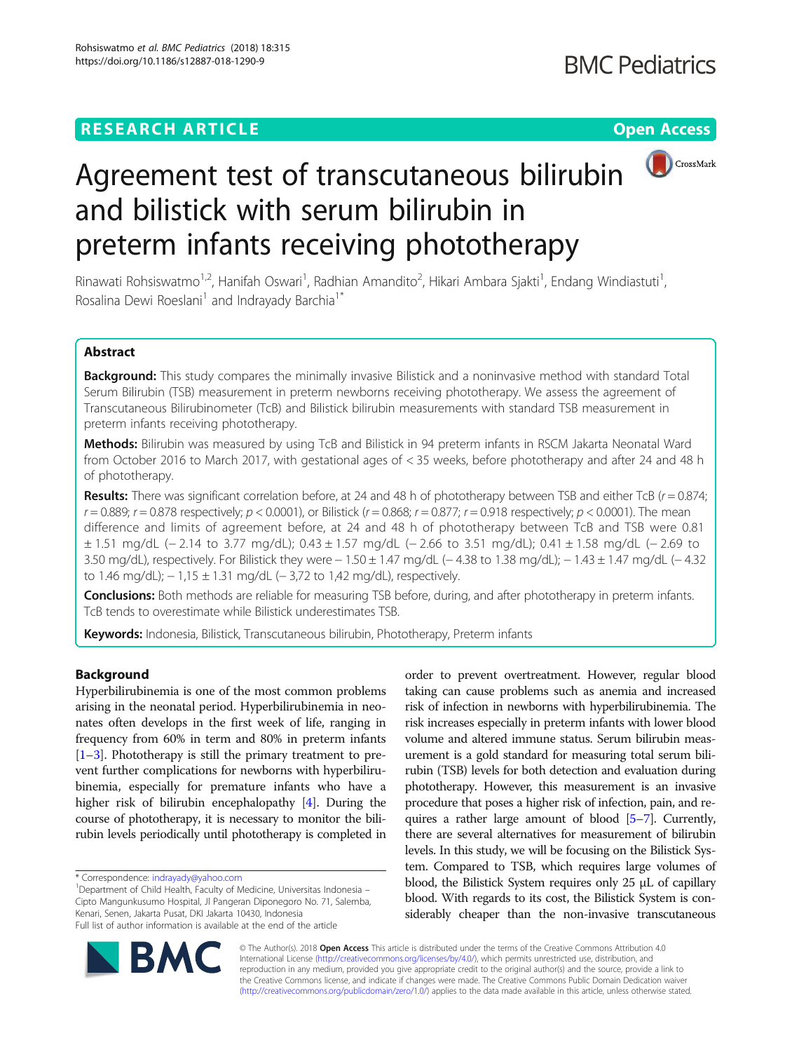RESEARCH ARTICLE

Open Access

# Agreement test of transcutaneous bilirubin and bilistick with serum bilirubin in preterm infants receiving phototherapy

Rinawati Rohsiswatmo[1,2], Hanifah Oswari[1], Radhian Amandito[2], Hikari Ambara Sjakti[1], Endang Windiastuti[1], Rosalina Dewi Roeslani[1] and Indrayady Barchia[1*]

## Abstract

**Background:** This study compares the minimally invasive Bilistick and a noninvasive method with standard Total Serum Bilirubin (TSB) measurement in preterm newborns receiving phototherapy. We assess the agreement of Transcutaneous Bilirubinometer (TcB) and Bilistick bilirubin measurements with standard TSB measurement in preterm infants receiving phototherapy.

**Methods:** Bilirubin was measured by using TcB and Bilistick in 94 preterm infants in RSCM Jakarta Neonatal Ward from October 2016 to March 2017, with gestational ages of < 35 weeks, before phototherapy and after 24 and 48 h of phototherapy.

**Results:** There was significant correlation before, at 24 and 48 h of phototherapy between TSB and either TcB ($r = 0.874$; $r = 0.889$; $r = 0.878$ respectively; $p < 0.0001$), or Bilistick ($r = 0.868$; $r = 0.877$; $r = 0.918$ respectively; $p < 0.0001$). The mean difference and limits of agreement before, at 24 and 48 h of phototherapy between TcB and TSB were 0.81 ± 1.51 mg/dL (− 2.14 to 3.77 mg/dL); 0.43 ± 1.57 mg/dL (− 2.66 to 3.51 mg/dL); 0.41 ± 1.58 mg/dL (− 2.69 to 3.50 mg/dL), respectively. For Bilistick they were − 1.50 ± 1.47 mg/dL (− 4.38 to 1.38 mg/dL); − 1.43 ± 1.47 mg/dL (− 4.32 to 1.46 mg/dL); − 1,15 ± 1.31 mg/dL (− 3,72 to 1,42 mg/dL), respectively.

**Conclusions:** Both methods are reliable for measuring TSB before, during, and after phototherapy in preterm infants. TcB tends to overestimate while Bilistick underestimates TSB.

**Keywords:** Indonesia, Bilistick, Transcutaneous bilirubin, Phototherapy, Preterm infants

## Background

Hyperbilirubinemia is one of the most common problems arising in the neonatal period. Hyperbilirubinemia in neonates often develops in the first week of life, ranging in frequency from 60% in term and 80% in preterm infants [1–3]. Phototherapy is still the primary treatment to prevent further complications for newborns with hyperbilirubinemia, especially for premature infants who have a higher risk of bilirubin encephalopathy [4]. During the course of phototherapy, it is necessary to monitor the bilirubin levels periodically until phototherapy is completed in order to prevent overtreatment. However, regular blood taking can cause problems such as anemia and increased risk of infection in newborns with hyperbilirubinemia. The risk increases especially in preterm infants with lower blood volume and altered immune status. Serum bilirubin measurement is a gold standard for measuring total serum bilirubin (TSB) levels for both detection and evaluation during phototherapy. However, this measurement is an invasive procedure that poses a higher risk of infection, pain, and requires a rather large amount of blood [5–7]. Currently, there are several alternatives for measurement of bilirubin levels. In this study, we will be focusing on the Bilistick System. Compared to TSB, which requires large volumes of blood, the Bilistick System requires only 25 μL of capillary blood. With regards to its cost, the Bilistick System is considerably cheaper than the non-invasive transcutaneous

\* Correspondence: indrayady@yahoo.com

[1]Department of Child Health, Faculty of Medicine, Universitas Indonesia – Cipto Mangunkusumo Hospital, Jl Pangeran Diponegoro No. 71, Salemba, Kenari, Senen, Jakarta Pusat, DKI Jakarta 10430, Indonesia

Full list of author information is available at the end of the article

© The Author(s). 2018 **Open Access** This article is distributed under the terms of the Creative Commons Attribution 4.0 International License (http://creativecommons.org/licenses/by/4.0/), which permits unrestricted use, distribution, and reproduction in any medium, provided you give appropriate credit to the original author(s) and the source, provide a link to the Creative Commons license, and indicate if changes were made. The Creative Commons Public Domain Dedication waiver (http://creativecommons.org/publicdomain/zero/1.0/) applies to the data made available in this article, unless otherwise stated.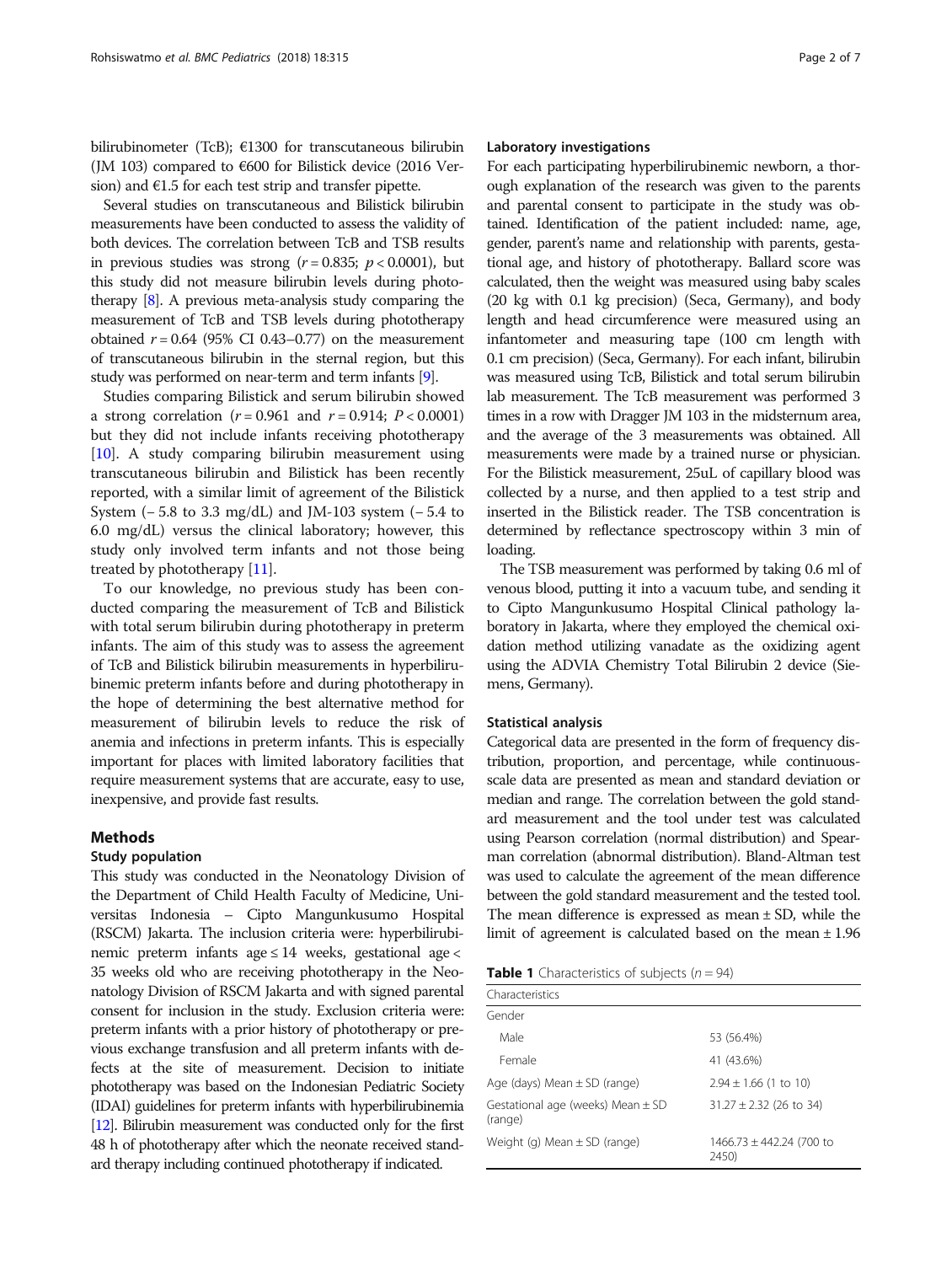bilirubinometer (TcB); €1300 for transcutaneous bilirubin (JM 103) compared to €600 for Bilistick device (2016 Version) and €1.5 for each test strip and transfer pipette.

Several studies on transcutaneous and Bilistick bilirubin measurements have been conducted to assess the validity of both devices. The correlation between TcB and TSB results in previous studies was strong ($r = 0.835$; $p < 0.0001$), but this study did not measure bilirubin levels during phototherapy [8]. A previous meta-analysis study comparing the measurement of TcB and TSB levels during phototherapy obtained $r = 0.64$ (95% CI 0.43–0.77) on the measurement of transcutaneous bilirubin in the sternal region, but this study was performed on near-term and term infants [9].

Studies comparing Bilistick and serum bilirubin showed a strong correlation ($r = 0.961$ and $r = 0.914$; $P < 0.0001$) but they did not include infants receiving phototherapy [10]. A study comparing bilirubin measurement using transcutaneous bilirubin and Bilistick has been recently reported, with a similar limit of agreement of the Bilistick System (− 5.8 to 3.3 mg/dL) and JM-103 system (− 5.4 to 6.0 mg/dL) versus the clinical laboratory; however, this study only involved term infants and not those being treated by phototherapy [11].

To our knowledge, no previous study has been conducted comparing the measurement of TcB and Bilistick with total serum bilirubin during phototherapy in preterm infants. The aim of this study was to assess the agreement of TcB and Bilistick bilirubin measurements in hyperbilirubinemic preterm infants before and during phototherapy in the hope of determining the best alternative method for measurement of bilirubin levels to reduce the risk of anemia and infections in preterm infants. This is especially important for places with limited laboratory facilities that require measurement systems that are accurate, easy to use, inexpensive, and provide fast results.

## Methods

### Study population

This study was conducted in the Neonatology Division of the Department of Child Health Faculty of Medicine, Universitas Indonesia – Cipto Mangunkusumo Hospital (RSCM) Jakarta. The inclusion criteria were: hyperbilirubinemic preterm infants age ≤ 14 weeks, gestational age < 35 weeks old who are receiving phototherapy in the Neonatology Division of RSCM Jakarta and with signed parental consent for inclusion in the study. Exclusion criteria were: preterm infants with a prior history of phototherapy or previous exchange transfusion and all preterm infants with defects at the site of measurement. Decision to initiate phototherapy was based on the Indonesian Pediatric Society (IDAI) guidelines for preterm infants with hyperbilirubinemia [12]. Bilirubin measurement was conducted only for the first 48 h of phototherapy after which the neonate received standard therapy including continued phototherapy if indicated.

### Laboratory investigations

For each participating hyperbilirubinemic newborn, a thorough explanation of the research was given to the parents and parental consent to participate in the study was obtained. Identification of the patient included: name, age, gender, parent's name and relationship with parents, gestational age, and history of phototherapy. Ballard score was calculated, then the weight was measured using baby scales (20 kg with 0.1 kg precision) (Seca, Germany), and body length and head circumference were measured using an infantometer and measuring tape (100 cm length with 0.1 cm precision) (Seca, Germany). For each infant, bilirubin was measured using TcB, Bilistick and total serum bilirubin lab measurement. The TcB measurement was performed 3 times in a row with Dragger JM 103 in the midsternum area, and the average of the 3 measurements was obtained. All measurements were made by a trained nurse or physician. For the Bilistick measurement, 25uL of capillary blood was collected by a nurse, and then applied to a test strip and inserted in the Bilistick reader. The TSB concentration is determined by reflectance spectroscopy within 3 min of loading.

The TSB measurement was performed by taking 0.6 ml of venous blood, putting it into a vacuum tube, and sending it to Cipto Mangunkusumo Hospital Clinical pathology laboratory in Jakarta, where they employed the chemical oxidation method utilizing vanadate as the oxidizing agent using the ADVIA Chemistry Total Bilirubin 2 device (Siemens, Germany).

### Statistical analysis

Categorical data are presented in the form of frequency distribution, proportion, and percentage, while continuous-scale data are presented as mean and standard deviation or median and range. The correlation between the gold standard measurement and the tool under test was calculated using Pearson correlation (normal distribution) and Spearman correlation (abnormal distribution). Bland-Altman test was used to calculate the agreement of the mean difference between the gold standard measurement and the tested tool. The mean difference is expressed as mean ± SD, while the limit of agreement is calculated based on the mean ± 1.96

**Table 1** Characteristics of subjects ($n = 94$)

| Characteristics | |
|---|---|
| Gender | |
| Male | 53 (56.4%) |
| Female | 41 (43.6%) |
| Age (days) Mean ± SD (range) | 2.94 ± 1.66 (1 to 10) |
| Gestational age (weeks) Mean ± SD (range) | 31.27 ± 2.32 (26 to 34) |
| Weight (g) Mean ± SD (range) | 1466.73 ± 442.24 (700 to 2450) |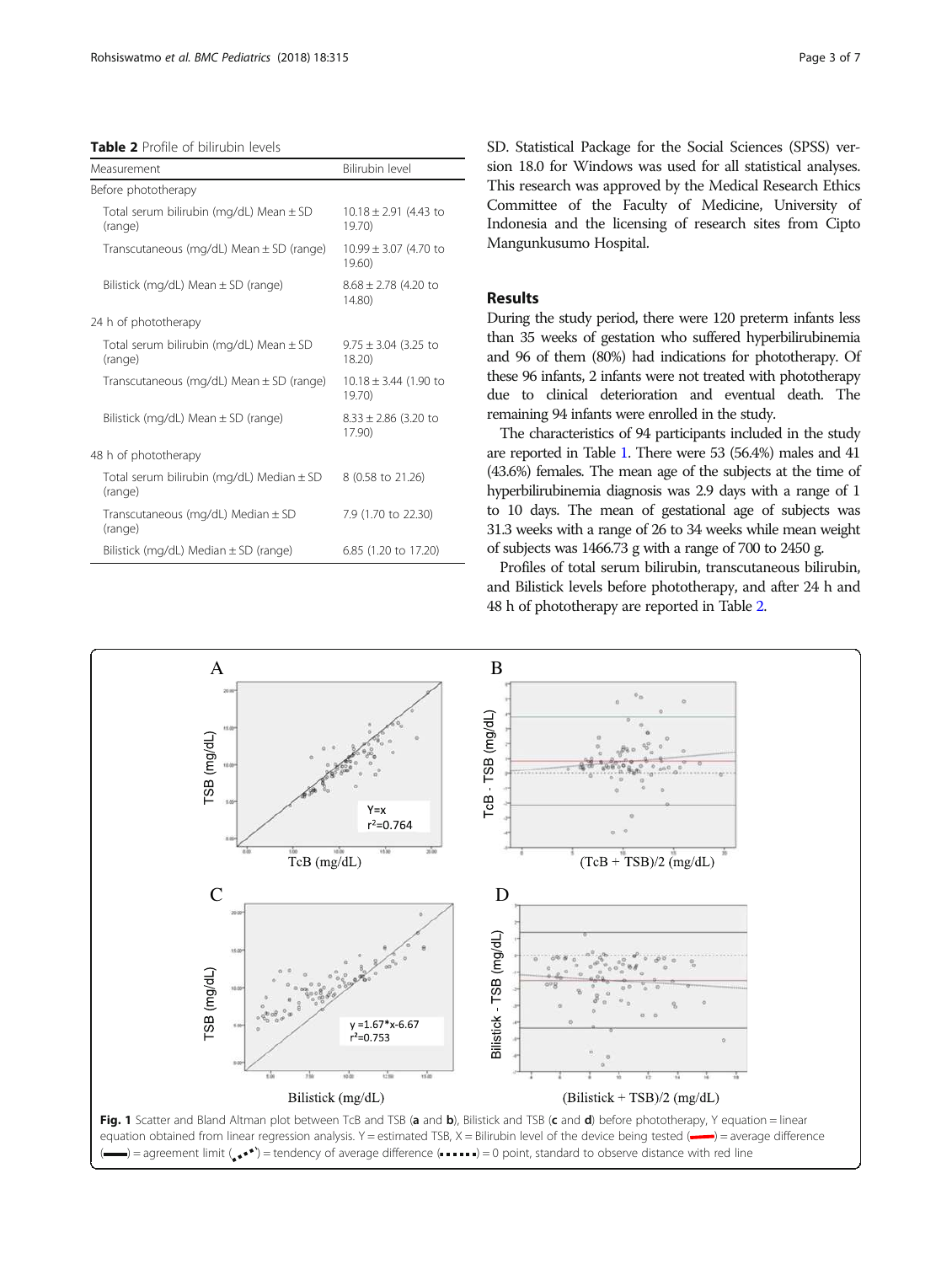**Table 2** Profile of bilirubin levels

| Measurement | Bilirubin level |
| --- | --- |
| Before phototherapy | |
| Total serum bilirubin (mg/dL) Mean ± SD (range) | 10.18 ± 2.91 (4.43 to 19.70) |
| Transcutaneous (mg/dL) Mean ± SD (range) | 10.99 ± 3.07 (4.70 to 19.60) |
| Bilistick (mg/dL) Mean ± SD (range) | 8.68 ± 2.78 (4.20 to 14.80) |
| 24 h of phototherapy | |
| Total serum bilirubin (mg/dL) Mean ± SD (range) | 9.75 ± 3.04 (3.25 to 18.20) |
| Transcutaneous (mg/dL) Mean ± SD (range) | 10.18 ± 3.44 (1.90 to 19.70) |
| Bilistick (mg/dL) Mean ± SD (range) | 8.33 ± 2.86 (3.20 to 17.90) |
| 48 h of phototherapy | |
| Total serum bilirubin (mg/dL) Median ± SD (range) | 8 (0.58 to 21.26) |
| Transcutaneous (mg/dL) Median ± SD (range) | 7.9 (1.70 to 22.30) |
| Bilistick (mg/dL) Median ± SD (range) | 6.85 (1.20 to 17.20) |

SD. Statistical Package for the Social Sciences (SPSS) version 18.0 for Windows was used for all statistical analyses. This research was approved by the Medical Research Ethics Committee of the Faculty of Medicine, University of Indonesia and the licensing of research sites from Cipto Mangunkusumo Hospital.

## Results

During the study period, there were 120 preterm infants less than 35 weeks of gestation who suffered hyperbilirubinemia and 96 of them (80%) had indications for phototherapy. Of these 96 infants, 2 infants were not treated with phototherapy due to clinical deterioration and eventual death. The remaining 94 infants were enrolled in the study.

The characteristics of 94 participants included in the study are reported in Table 1. There were 53 (56.4%) males and 41 (43.6%) females. The mean age of the subjects at the time of hyperbilirubinemia diagnosis was 2.9 days with a range of 1 to 10 days. The mean of gestational age of subjects was 31.3 weeks with a range of 26 to 34 weeks while mean weight of subjects was 1466.73 g with a range of 700 to 2450 g.

Profiles of total serum bilirubin, transcutaneous bilirubin, and Bilistick levels before phototherapy, and after 24 h and 48 h of phototherapy are reported in Table 2.

**Fig. 1** Scatter and Bland Altman plot between TcB and TSB (**a** and **b**), Bilistick and TSB (**c** and **d**) before phototherapy, Y equation = linear equation obtained from linear regression analysis. Y = estimated TSB, X = Bilirubin level of the device being tested (▬) = average difference (▬) = agreement limit (⋰) = tendency of average difference (⋯⋯) = 0 point, standard to observe distance with red line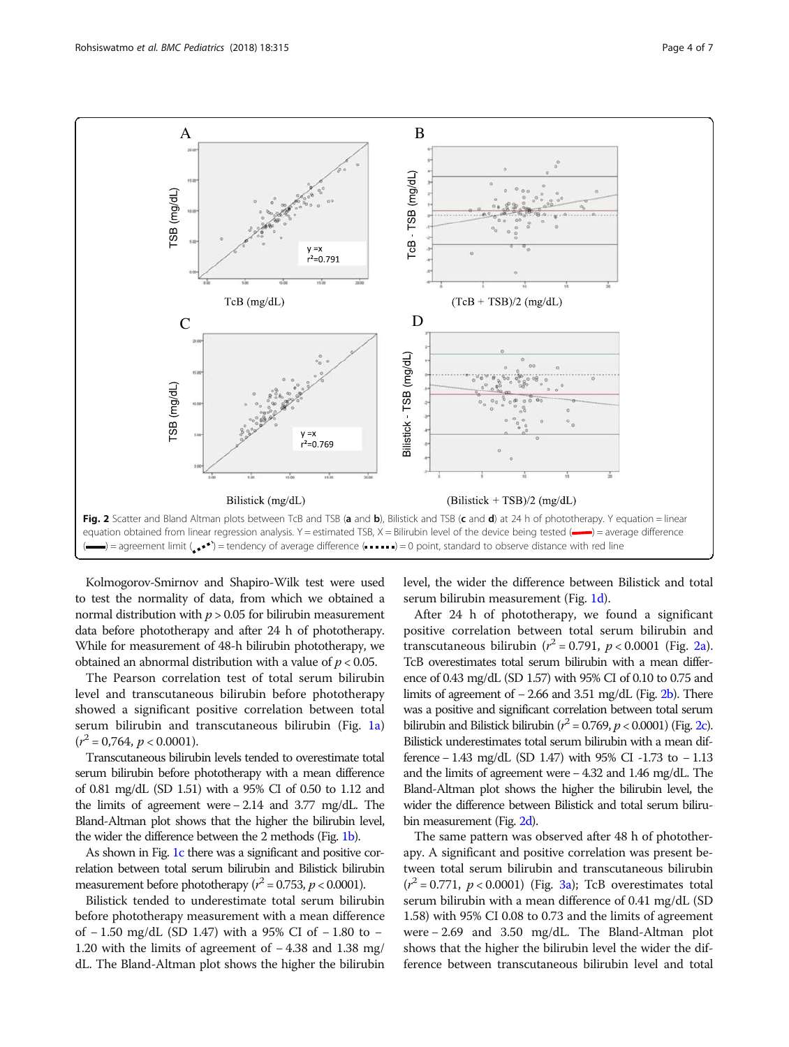Fig. 2 Scatter and Bland Altman plots between TcB and TSB (**a** and **b**), Bilistick and TSB (**c** and **d**) at 24 h of phototherapy. Y equation = linear equation obtained from linear regression analysis. Y = estimated TSB, X = Bilirubin level of the device being tested (red line) = average difference (black line) = agreement limit (dotted curve) = tendency of average difference (dotted line) = 0 point, standard to observe distance with red line

Kolmogorov-Smirnov and Shapiro-Wilk test were used to test the normality of data, from which we obtained a normal distribution with $p > 0.05$ for bilirubin measurement data before phototherapy and after 24 h of phototherapy. While for measurement of 48-h bilirubin phototherapy, we obtained an abnormal distribution with a value of $p < 0.05$.

The Pearson correlation test of total serum bilirubin level and transcutaneous bilirubin before phototherapy showed a significant positive correlation between total serum bilirubin and transcutaneous bilirubin (Fig. 1a) ($r^2 = 0{,}764$, $p < 0.0001$).

Transcutaneous bilirubin levels tended to overestimate total serum bilirubin before phototherapy with a mean difference of 0.81 mg/dL (SD 1.51) with a 95% CI of 0.50 to 1.12 and the limits of agreement were − 2.14 and 3.77 mg/dL. The Bland-Altman plot shows that the higher the bilirubin level, the wider the difference between the 2 methods (Fig. 1b).

As shown in Fig. 1c there was a significant and positive correlation between total serum bilirubin and Bilistick bilirubin measurement before phototherapy ($r^2 = 0.753$, $p < 0.0001$).

Bilistick tended to underestimate total serum bilirubin before phototherapy measurement with a mean difference of − 1.50 mg/dL (SD 1.47) with a 95% CI of − 1.80 to − 1.20 with the limits of agreement of − 4.38 and 1.38 mg/dL. The Bland-Altman plot shows the higher the bilirubin level, the wider the difference between Bilistick and total serum bilirubin measurement (Fig. 1d).

After 24 h of phototherapy, we found a significant positive correlation between total serum bilirubin and transcutaneous bilirubin ($r^2 = 0.791$, $p < 0.0001$ (Fig. 2a). TcB overestimates total serum bilirubin with a mean difference of 0.43 mg/dL (SD 1.57) with 95% CI of 0.10 to 0.75 and limits of agreement of − 2.66 and 3.51 mg/dL (Fig. 2b). There was a positive and significant correlation between total serum bilirubin and Bilistick bilirubin ($r^2 = 0.769$, $p < 0.0001$) (Fig. 2c). Bilistick underestimates total serum bilirubin with a mean difference − 1.43 mg/dL (SD 1.47) with 95% CI -1.73 to − 1.13 and the limits of agreement were − 4.32 and 1.46 mg/dL. The Bland-Altman plot shows the higher the bilirubin level, the wider the difference between Bilistick and total serum bilirubin measurement (Fig. 2d).

The same pattern was observed after 48 h of phototherapy. A significant and positive correlation was present between total serum bilirubin and transcutaneous bilirubin ($r^2 = 0.771$, $p < 0.0001$) (Fig. 3a); TcB overestimates total serum bilirubin with a mean difference of 0.41 mg/dL (SD 1.58) with 95% CI 0.08 to 0.73 and the limits of agreement were − 2.69 and 3.50 mg/dL. The Bland-Altman plot shows that the higher the bilirubin level the wider the difference between transcutaneous bilirubin level and total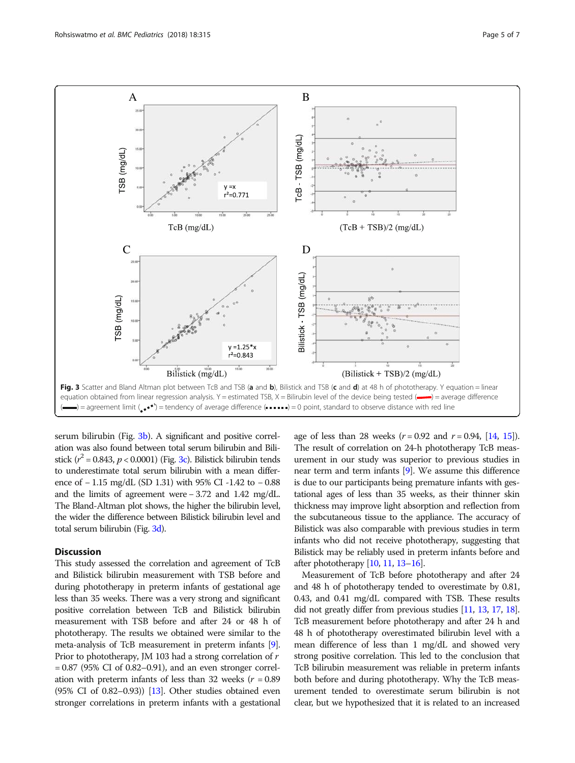**Fig. 3** Scatter and Bland Altman plot between TcB and TSB (**a** and **b**), Bilistick and TSB (**c** and **d**) at 48 h of phototherapy. Y equation = linear equation obtained from linear regression analysis. Y = estimated TSB, X = Bilirubin level of the device being tested (red line) = average difference (black line) = agreement limit (dotted curve) = tendency of average difference (dotted line) = 0 point, standard to observe distance with red line

serum bilirubin (Fig. 3b). A significant and positive correlation was also found between total serum bilirubin and Bilistick ($r^2 = 0.843$, $p < 0.0001$) (Fig. 3c). Bilistick bilirubin tends to underestimate total serum bilirubin with a mean difference of − 1.15 mg/dL (SD 1.31) with 95% CI -1.42 to − 0.88 and the limits of agreement were − 3.72 and 1.42 mg/dL. The Bland-Altman plot shows, the higher the bilirubin level, the wider the difference between Bilistick bilirubin level and total serum bilirubin (Fig. 3d).

## Discussion

This study assessed the correlation and agreement of TcB and Bilistick bilirubin measurement with TSB before and during phototherapy in preterm infants of gestational age less than 35 weeks. There was a very strong and significant positive correlation between TcB and Bilistick bilirubin measurement with TSB before and after 24 or 48 h of phototherapy. The results we obtained were similar to the meta-analysis of TcB measurement in preterm infants [9]. Prior to phototherapy, JM 103 had a strong correlation of $r = 0.87$ (95% CI of 0.82–0.91), and an even stronger correlation with preterm infants of less than 32 weeks ($r = 0.89$ (95% CI of 0.82–0.93)) [13]. Other studies obtained even stronger correlations in preterm infants with a gestational age of less than 28 weeks ($r = 0.92$ and $r = 0.94$, [14, 15]). The result of correlation on 24-h phototherapy TcB measurement in our study was superior to previous studies in near term and term infants [9]. We assume this difference is due to our participants being premature infants with gestational ages of less than 35 weeks, as their thinner skin thickness may improve light absorption and reflection from the subcutaneous tissue to the appliance. The accuracy of Bilistick was also comparable with previous studies in term infants who did not receive phototherapy, suggesting that Bilistick may be reliably used in preterm infants before and after phototherapy [10, 11, 13–16].

Measurement of TcB before phototherapy and after 24 and 48 h of phototherapy tended to overestimate by 0.81, 0.43, and 0.41 mg/dL compared with TSB. These results did not greatly differ from previous studies [11, 13, 17, 18]. TcB measurement before phototherapy and after 24 h and 48 h of phototherapy overestimated bilirubin level with a mean difference of less than 1 mg/dL and showed very strong positive correlation. This led to the conclusion that TcB bilirubin measurement was reliable in preterm infants both before and during phototherapy. Why the TcB measurement tended to overestimate serum bilirubin is not clear, but we hypothesized that it is related to an increased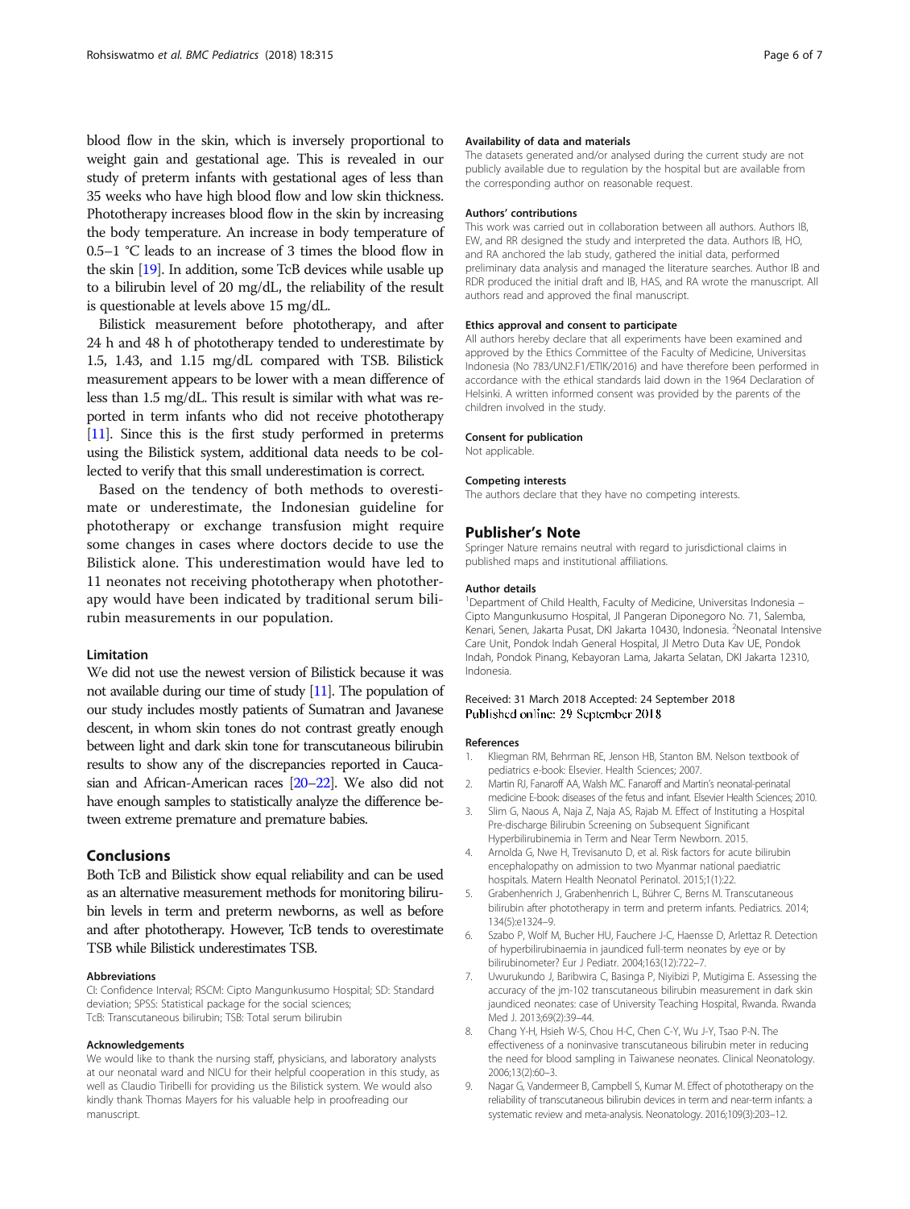blood flow in the skin, which is inversely proportional to weight gain and gestational age. This is revealed in our study of preterm infants with gestational ages of less than 35 weeks who have high blood flow and low skin thickness. Phototherapy increases blood flow in the skin by increasing the body temperature. An increase in body temperature of 0.5–1 °C leads to an increase of 3 times the blood flow in the skin [19]. In addition, some TcB devices while usable up to a bilirubin level of 20 mg/dL, the reliability of the result is questionable at levels above 15 mg/dL.

Bilistick measurement before phototherapy, and after 24 h and 48 h of phototherapy tended to underestimate by 1.5, 1.43, and 1.15 mg/dL compared with TSB. Bilistick measurement appears to be lower with a mean difference of less than 1.5 mg/dL. This result is similar with what was reported in term infants who did not receive phototherapy [11]. Since this is the first study performed in preterms using the Bilistick system, additional data needs to be collected to verify that this small underestimation is correct.

Based on the tendency of both methods to overestimate or underestimate, the Indonesian guideline for phototherapy or exchange transfusion might require some changes in cases where doctors decide to use the Bilistick alone. This underestimation would have led to 11 neonates not receiving phototherapy when phototherapy would have been indicated by traditional serum bilirubin measurements in our population.

### Limitation

We did not use the newest version of Bilistick because it was not available during our time of study [11]. The population of our study includes mostly patients of Sumatran and Javanese descent, in whom skin tones do not contrast greatly enough between light and dark skin tone for transcutaneous bilirubin results to show any of the discrepancies reported in Caucasian and African-American races [20–22]. We also did not have enough samples to statistically analyze the difference between extreme premature and premature babies.

## Conclusions

Both TcB and Bilistick show equal reliability and can be used as an alternative measurement methods for monitoring bilirubin levels in term and preterm newborns, as well as before and after phototherapy. However, TcB tends to overestimate TSB while Bilistick underestimates TSB.

#### Abbreviations

CI: Confidence Interval; RSCM: Cipto Mangunkusumo Hospital; SD: Standard deviation; SPSS: Statistical package for the social sciences; TcB: Transcutaneous bilirubin; TSB: Total serum bilirubin

#### Acknowledgements

We would like to thank the nursing staff, physicians, and laboratory analysts at our neonatal ward and NICU for their helpful cooperation in this study, as well as Claudio Tiribelli for providing us the Bilistick system. We would also kindly thank Thomas Mayers for his valuable help in proofreading our manuscript.

#### Availability of data and materials

The datasets generated and/or analysed during the current study are not publicly available due to regulation by the hospital but are available from the corresponding author on reasonable request.

#### Authors' contributions

This work was carried out in collaboration between all authors. Authors IB, EW, and RR designed the study and interpreted the data. Authors IB, HO, and RA anchored the lab study, gathered the initial data, performed preliminary data analysis and managed the literature searches. Author IB and RDR produced the initial draft and IB, HAS, and RA wrote the manuscript. All authors read and approved the final manuscript.

#### Ethics approval and consent to participate

All authors hereby declare that all experiments have been examined and approved by the Ethics Committee of the Faculty of Medicine, Universitas Indonesia (No 783/UN2.F1/ETIK/2016) and have therefore been performed in accordance with the ethical standards laid down in the 1964 Declaration of Helsinki. A written informed consent was provided by the parents of the children involved in the study.

#### Consent for publication

Not applicable.

#### Competing interests

The authors declare that they have no competing interests.

## Publisher's Note

Springer Nature remains neutral with regard to jurisdictional claims in published maps and institutional affiliations.

#### Author details

[1]Department of Child Health, Faculty of Medicine, Universitas Indonesia – Cipto Mangunkusumo Hospital, Jl Pangeran Diponegoro No. 71, Salemba, Kenari, Senen, Jakarta Pusat, DKI Jakarta 10430, Indonesia. [2]Neonatal Intensive Care Unit, Pondok Indah General Hospital, Jl Metro Duta Kav UE, Pondok Indah, Pondok Pinang, Kebayoran Lama, Jakarta Selatan, DKI Jakarta 12310, Indonesia.

Received: 31 March 2018 Accepted: 24 September 2018
Published online: 29 September 2018

#### References

1. Kliegman RM, Behrman RE, Jenson HB, Stanton BM. Nelson textbook of pediatrics e-book: Elsevier. Health Sciences; 2007.
2. Martin RJ, Fanaroff AA, Walsh MC. Fanaroff and Martin's neonatal-perinatal medicine E-book: diseases of the fetus and infant. Elsevier Health Sciences; 2010.
3. Slim G, Naous A, Naja Z, Naja AS, Rajab M. Effect of Instituting a Hospital Pre-discharge Bilirubin Screening on Subsequent Significant Hyperbilirubinemia in Term and Near Term Newborn. 2015.
4. Arnolda G, Nwe H, Trevisanuto D, et al. Risk factors for acute bilirubin encephalopathy on admission to two Myanmar national paediatric hospitals. Matern Health Neonatol Perinatol. 2015;1(1):22.
5. Grabenhenrich J, Grabenhenrich L, Bührer C, Berns M. Transcutaneous bilirubin after phototherapy in term and preterm infants. Pediatrics. 2014; 134(5):e1324–9.
6. Szabo P, Wolf M, Bucher HU, Fauchere J-C, Haensse D, Arlettaz R. Detection of hyperbilirubinaemia in jaundiced full-term neonates by eye or by bilirubinometer? Eur J Pediatr. 2004;163(12):722–7.
7. Uwurukundo J, Baribwira C, Basinga P, Niyibizi P, Mutigima E. Assessing the accuracy of the jm-102 transcutaneous bilirubin measurement in dark skin jaundiced neonates: case of University Teaching Hospital, Rwanda. Rwanda Med J. 2013;69(2):39–44.
8. Chang Y-H, Hsieh W-S, Chou H-C, Chen C-Y, Wu J-Y, Tsao P-N. The effectiveness of a noninvasive transcutaneous bilirubin meter in reducing the need for blood sampling in Taiwanese neonates. Clinical Neonatology. 2006;13(2):60–3.
9. Nagar G, Vandermeer B, Campbell S, Kumar M. Effect of phototherapy on the reliability of transcutaneous bilirubin devices in term and near-term infants: a systematic review and meta-analysis. Neonatology. 2016;109(3):203–12.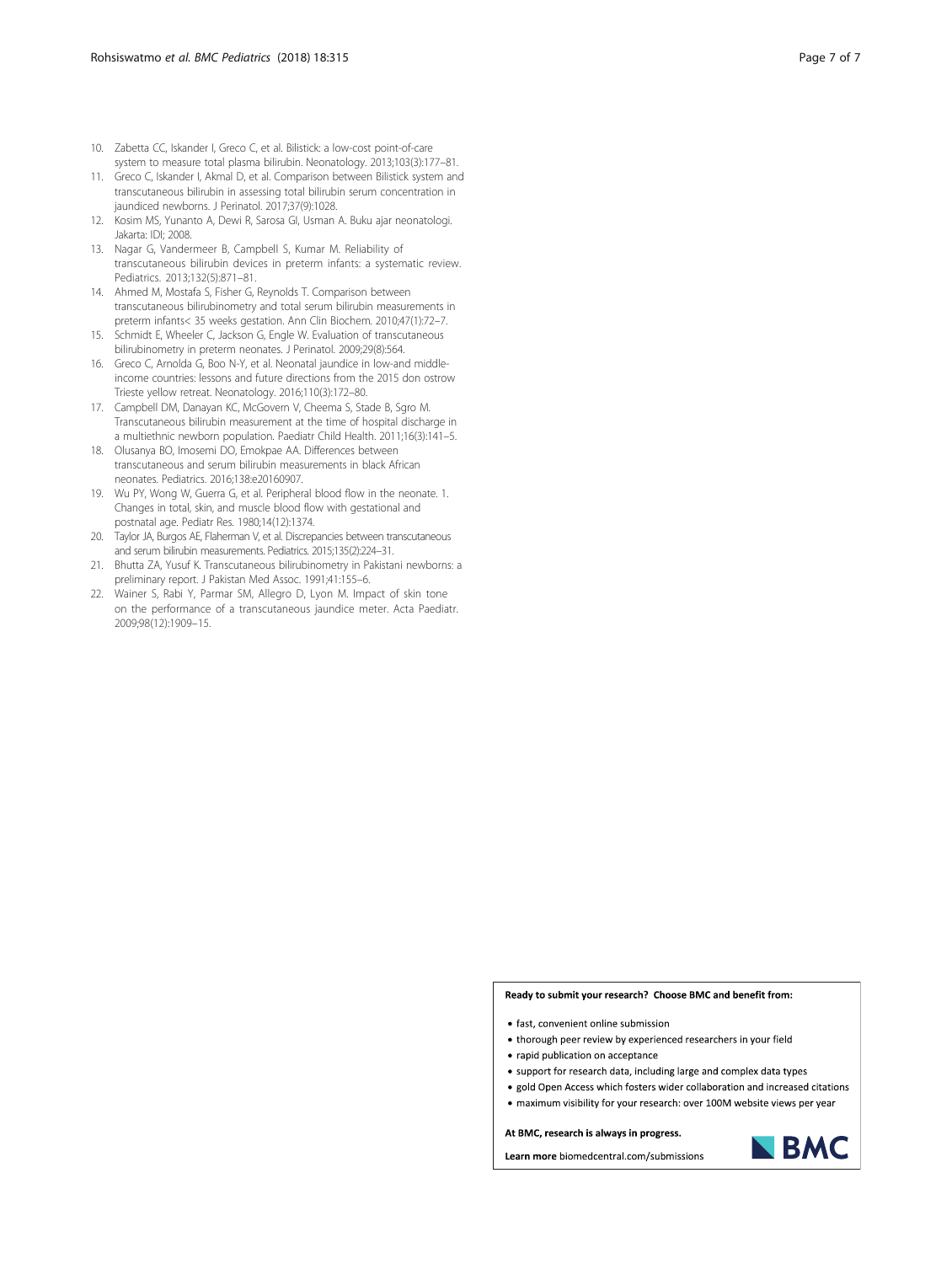10. Zabetta CC, Iskander I, Greco C, et al. Bilistick: a low-cost point-of-care system to measure total plasma bilirubin. Neonatology. 2013;103(3):177–81.
11. Greco C, Iskander I, Akmal D, et al. Comparison between Bilistick system and transcutaneous bilirubin in assessing total bilirubin serum concentration in jaundiced newborns. J Perinatol. 2017;37(9):1028.
12. Kosim MS, Yunanto A, Dewi R, Sarosa GI, Usman A. Buku ajar neonatologi. Jakarta: IDI; 2008.
13. Nagar G, Vandermeer B, Campbell S, Kumar M. Reliability of transcutaneous bilirubin devices in preterm infants: a systematic review. Pediatrics. 2013;132(5):871–81.
14. Ahmed M, Mostafa S, Fisher G, Reynolds T. Comparison between transcutaneous bilirubinometry and total serum bilirubin measurements in preterm infants< 35 weeks gestation. Ann Clin Biochem. 2010;47(1):72–7.
15. Schmidt E, Wheeler C, Jackson G, Engle W. Evaluation of transcutaneous bilirubinometry in preterm neonates. J Perinatol. 2009;29(8):564.
16. Greco C, Arnolda G, Boo N-Y, et al. Neonatal jaundice in low-and middle-income countries: lessons and future directions from the 2015 don ostrow Trieste yellow retreat. Neonatology. 2016;110(3):172–80.
17. Campbell DM, Danayan KC, McGovern V, Cheema S, Stade B, Sgro M. Transcutaneous bilirubin measurement at the time of hospital discharge in a multiethnic newborn population. Paediatr Child Health. 2011;16(3):141–5.
18. Olusanya BO, Imosemi DO, Emokpae AA. Differences between transcutaneous and serum bilirubin measurements in black African neonates. Pediatrics. 2016;138:e20160907.
19. Wu PY, Wong W, Guerra G, et al. Peripheral blood flow in the neonate. 1. Changes in total, skin, and muscle blood flow with gestational and postnatal age. Pediatr Res. 1980;14(12):1374.
20. Taylor JA, Burgos AE, Flaherman V, et al. Discrepancies between transcutaneous and serum bilirubin measurements. Pediatrics. 2015;135(2):224–31.
21. Bhutta ZA, Yusuf K. Transcutaneous bilirubinometry in Pakistani newborns: a preliminary report. J Pakistan Med Assoc. 1991;41:155–6.
22. Wainer S, Rabi Y, Parmar SM, Allegro D, Lyon M. Impact of skin tone on the performance of a transcutaneous jaundice meter. Acta Paediatr. 2009;98(12):1909–15.

**Ready to submit your research? Choose BMC and benefit from:**

- fast, convenient online submission
- thorough peer review by experienced researchers in your field
- rapid publication on acceptance
- support for research data, including large and complex data types
- gold Open Access which fosters wider collaboration and increased citations
- maximum visibility for your research: over 100M website views per year

**At BMC, research is always in progress.**

**Learn more** biomedcentral.com/submissions

BMC